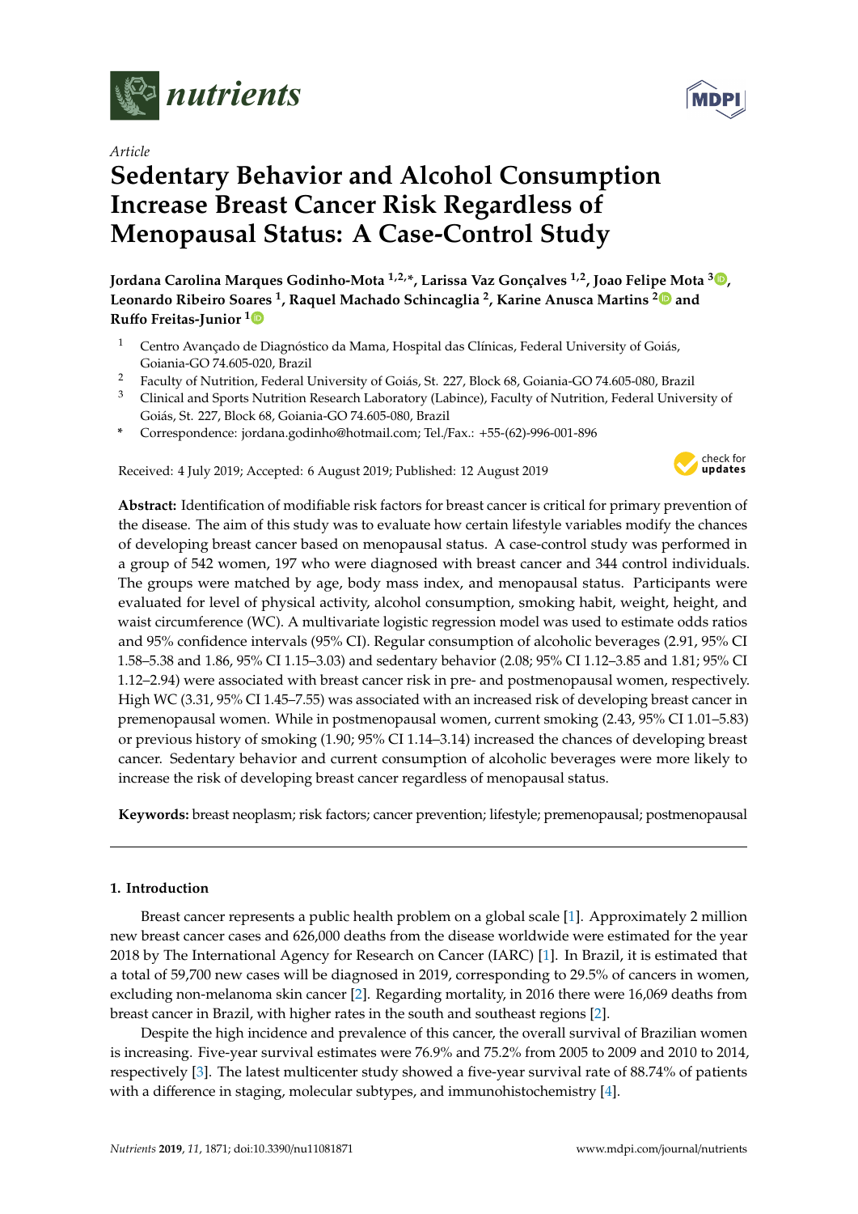*Article*

# Sedentary Behavior and Alcohol Consumption Increase Breast Cancer Risk Regardless of Menopausal Status: A Case-Control Study

**Jordana Carolina Marques Godinho-Mota [1,2,*], Larissa Vaz Gonçalves [1,2], Joao Felipe Mota [3], Leonardo Ribeiro Soares [1], Raquel Machado Schincaglia [2], Karine Anusca Martins [2] and Ruffo Freitas-Junior [1]**

1. Centro Avançado de Diagnóstico da Mama, Hospital das Clínicas, Federal University of Goiás, Goiania-GO 74.605-020, Brazil
2. Faculty of Nutrition, Federal University of Goiás, St. 227, Block 68, Goiania-GO 74.605-080, Brazil
3. Clinical and Sports Nutrition Research Laboratory (Labince), Faculty of Nutrition, Federal University of Goiás, St. 227, Block 68, Goiania-GO 74.605-080, Brazil

\* Correspondence: jordana.godinho@hotmail.com; Tel./Fax.: +55-(62)-996-001-896

Received: 4 July 2019; Accepted: 6 August 2019; Published: 12 August 2019

**Abstract:** Identification of modifiable risk factors for breast cancer is critical for primary prevention of the disease. The aim of this study was to evaluate how certain lifestyle variables modify the chances of developing breast cancer based on menopausal status. A case-control study was performed in a group of 542 women, 197 who were diagnosed with breast cancer and 344 control individuals. The groups were matched by age, body mass index, and menopausal status. Participants were evaluated for level of physical activity, alcohol consumption, smoking habit, weight, height, and waist circumference (WC). A multivariate logistic regression model was used to estimate odds ratios and 95% confidence intervals (95% CI). Regular consumption of alcoholic beverages (2.91, 95% CI 1.58–5.38 and 1.86, 95% CI 1.15–3.03) and sedentary behavior (2.08; 95% CI 1.12–3.85 and 1.81; 95% CI 1.12–2.94) were associated with breast cancer risk in pre- and postmenopausal women, respectively. High WC (3.31, 95% CI 1.45–7.55) was associated with an increased risk of developing breast cancer in premenopausal women. While in postmenopausal women, current smoking (2.43, 95% CI 1.01–5.83) or previous history of smoking (1.90; 95% CI 1.14–3.14) increased the chances of developing breast cancer. Sedentary behavior and current consumption of alcoholic beverages were more likely to increase the risk of developing breast cancer regardless of menopausal status.

**Keywords:** breast neoplasm; risk factors; cancer prevention; lifestyle; premenopausal; postmenopausal

## 1. Introduction

Breast cancer represents a public health problem on a global scale [1]. Approximately 2 million new breast cancer cases and 626,000 deaths from the disease worldwide were estimated for the year 2018 by The International Agency for Research on Cancer (IARC) [1]. In Brazil, it is estimated that a total of 59,700 new cases will be diagnosed in 2019, corresponding to 29.5% of cancers in women, excluding non-melanoma skin cancer [2]. Regarding mortality, in 2016 there were 16,069 deaths from breast cancer in Brazil, with higher rates in the south and southeast regions [2].

Despite the high incidence and prevalence of this cancer, the overall survival of Brazilian women is increasing. Five-year survival estimates were 76.9% and 75.2% from 2005 to 2009 and 2010 to 2014, respectively [3]. The latest multicenter study showed a five-year survival rate of 88.74% of patients with a difference in staging, molecular subtypes, and immunohistochemistry [4].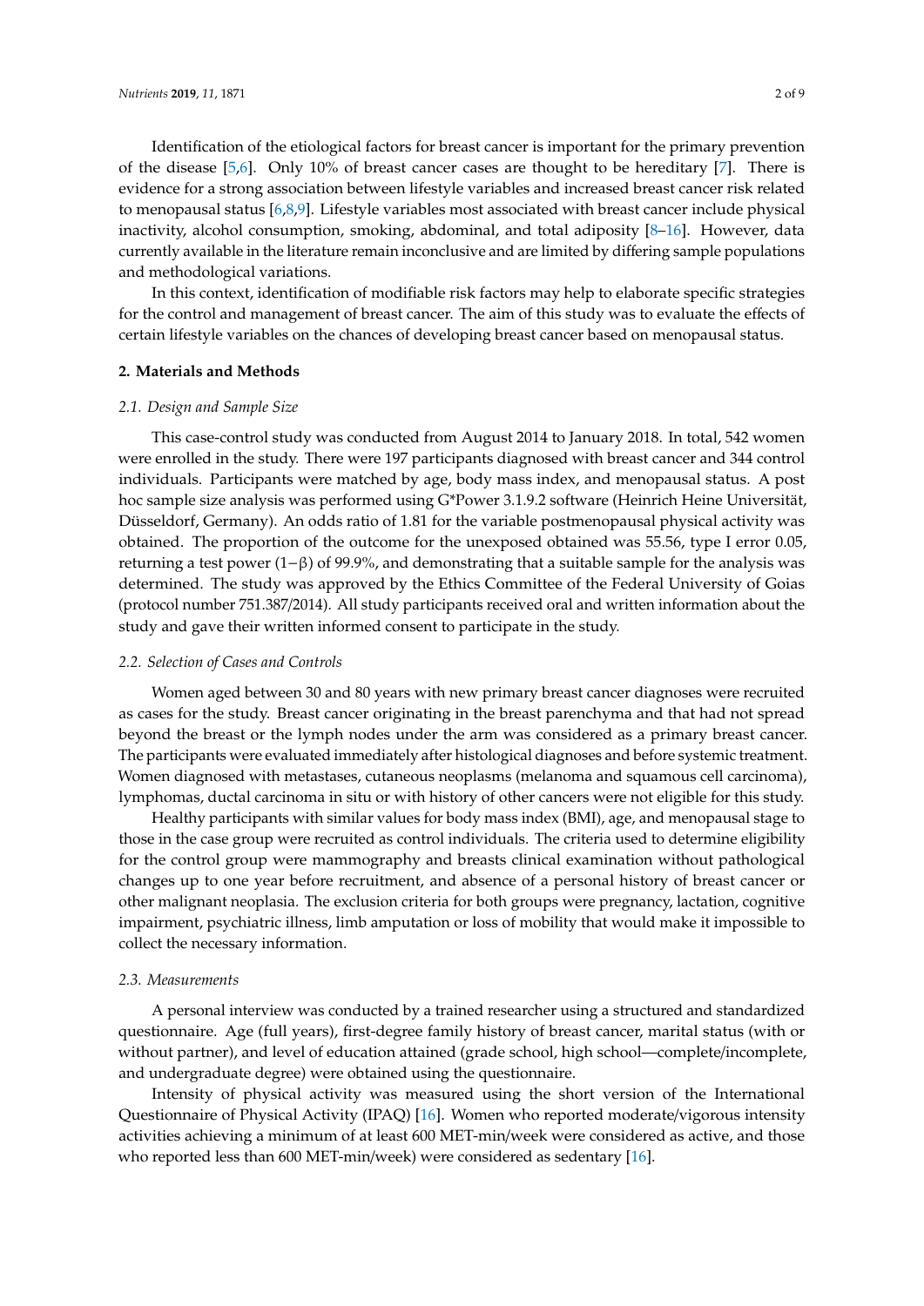Identification of the etiological factors for breast cancer is important for the primary prevention of the disease [5,6]. Only 10% of breast cancer cases are thought to be hereditary [7]. There is evidence for a strong association between lifestyle variables and increased breast cancer risk related to menopausal status [6,8,9]. Lifestyle variables most associated with breast cancer include physical inactivity, alcohol consumption, smoking, abdominal, and total adiposity [8–16]. However, data currently available in the literature remain inconclusive and are limited by differing sample populations and methodological variations.

In this context, identification of modifiable risk factors may help to elaborate specific strategies for the control and management of breast cancer. The aim of this study was to evaluate the effects of certain lifestyle variables on the chances of developing breast cancer based on menopausal status.

## 2. Materials and Methods

### 2.1. Design and Sample Size

This case-control study was conducted from August 2014 to January 2018. In total, 542 women were enrolled in the study. There were 197 participants diagnosed with breast cancer and 344 control individuals. Participants were matched by age, body mass index, and menopausal status. A post hoc sample size analysis was performed using G*Power 3.1.9.2 software (Heinrich Heine Universität, Düsseldorf, Germany). An odds ratio of 1.81 for the variable postmenopausal physical activity was obtained. The proportion of the outcome for the unexposed obtained was 55.56, type I error 0.05, returning a test power $(1-\beta)$ of 99.9%, and demonstrating that a suitable sample for the analysis was determined. The study was approved by the Ethics Committee of the Federal University of Goias (protocol number 751.387/2014). All study participants received oral and written information about the study and gave their written informed consent to participate in the study.

### 2.2. Selection of Cases and Controls

Women aged between 30 and 80 years with new primary breast cancer diagnoses were recruited as cases for the study. Breast cancer originating in the breast parenchyma and that had not spread beyond the breast or the lymph nodes under the arm was considered as a primary breast cancer. The participants were evaluated immediately after histological diagnoses and before systemic treatment. Women diagnosed with metastases, cutaneous neoplasms (melanoma and squamous cell carcinoma), lymphomas, ductal carcinoma in situ or with history of other cancers were not eligible for this study.

Healthy participants with similar values for body mass index (BMI), age, and menopausal stage to those in the case group were recruited as control individuals. The criteria used to determine eligibility for the control group were mammography and breasts clinical examination without pathological changes up to one year before recruitment, and absence of a personal history of breast cancer or other malignant neoplasia. The exclusion criteria for both groups were pregnancy, lactation, cognitive impairment, psychiatric illness, limb amputation or loss of mobility that would make it impossible to collect the necessary information.

### 2.3. Measurements

A personal interview was conducted by a trained researcher using a structured and standardized questionnaire. Age (full years), first-degree family history of breast cancer, marital status (with or without partner), and level of education attained (grade school, high school—complete/incomplete, and undergraduate degree) were obtained using the questionnaire.

Intensity of physical activity was measured using the short version of the International Questionnaire of Physical Activity (IPAQ) [16]. Women who reported moderate/vigorous intensity activities achieving a minimum of at least 600 MET-min/week were considered as active, and those who reported less than 600 MET-min/week) were considered as sedentary [16].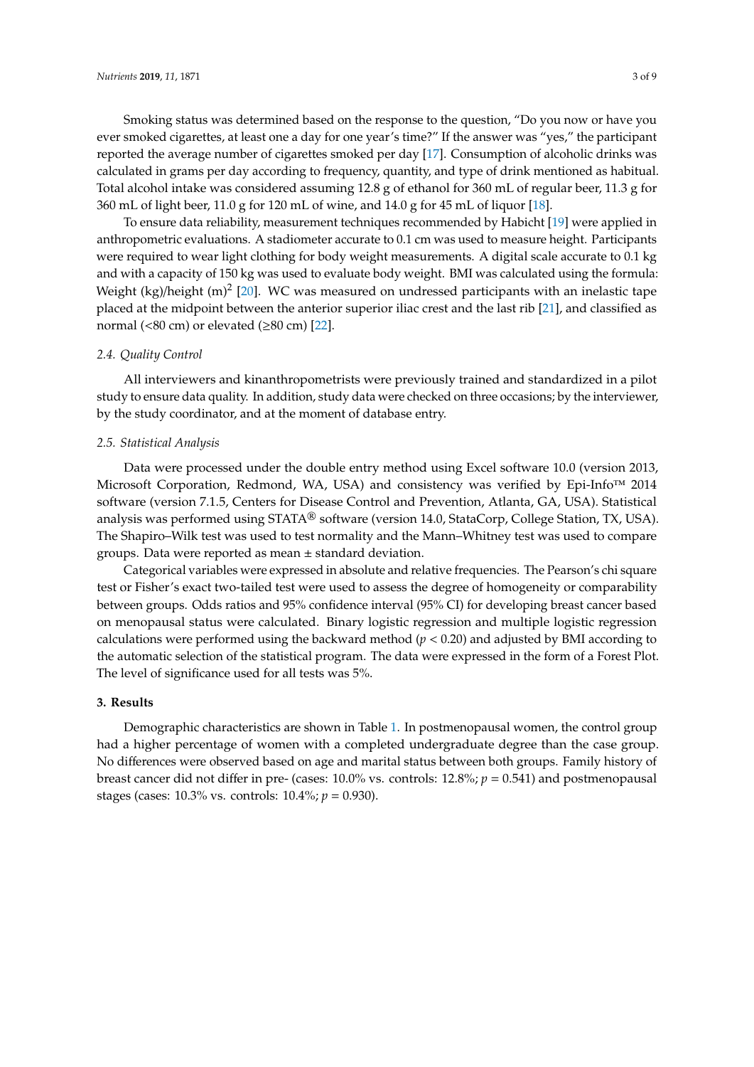Smoking status was determined based on the response to the question, "Do you now or have you ever smoked cigarettes, at least one a day for one year's time?" If the answer was "yes," the participant reported the average number of cigarettes smoked per day [17]. Consumption of alcoholic drinks was calculated in grams per day according to frequency, quantity, and type of drink mentioned as habitual. Total alcohol intake was considered assuming 12.8 g of ethanol for 360 mL of regular beer, 11.3 g for 360 mL of light beer, 11.0 g for 120 mL of wine, and 14.0 g for 45 mL of liquor [18].

To ensure data reliability, measurement techniques recommended by Habicht [19] were applied in anthropometric evaluations. A stadiometer accurate to 0.1 cm was used to measure height. Participants were required to wear light clothing for body weight measurements. A digital scale accurate to 0.1 kg and with a capacity of 150 kg was used to evaluate body weight. BMI was calculated using the formula: Weight (kg)/height (m)$^2$ [20]. WC was measured on undressed participants with an inelastic tape placed at the midpoint between the anterior superior iliac crest and the last rib [21], and classified as normal (<80 cm) or elevated (≥80 cm) [22].

### *2.4. Quality Control*

All interviewers and kinanthropometrists were previously trained and standardized in a pilot study to ensure data quality. In addition, study data were checked on three occasions; by the interviewer, by the study coordinator, and at the moment of database entry.

### *2.5. Statistical Analysis*

Data were processed under the double entry method using Excel software 10.0 (version 2013, Microsoft Corporation, Redmond, WA, USA) and consistency was verified by Epi-Info™ 2014 software (version 7.1.5, Centers for Disease Control and Prevention, Atlanta, GA, USA). Statistical analysis was performed using STATA® software (version 14.0, StataCorp, College Station, TX, USA). The Shapiro–Wilk test was used to test normality and the Mann–Whitney test was used to compare groups. Data were reported as mean ± standard deviation.

Categorical variables were expressed in absolute and relative frequencies. The Pearson's chi square test or Fisher's exact two-tailed test were used to assess the degree of homogeneity or comparability between groups. Odds ratios and 95% confidence interval (95% CI) for developing breast cancer based on menopausal status were calculated. Binary logistic regression and multiple logistic regression calculations were performed using the backward method ($p < 0.20$) and adjusted by BMI according to the automatic selection of the statistical program. The data were expressed in the form of a Forest Plot. The level of significance used for all tests was 5%.

## **3. Results**

Demographic characteristics are shown in Table 1. In postmenopausal women, the control group had a higher percentage of women with a completed undergraduate degree than the case group. No differences were observed based on age and marital status between both groups. Family history of breast cancer did not differ in pre- (cases: 10.0% vs. controls: 12.8%; $p = 0.541$) and postmenopausal stages (cases: 10.3% vs. controls: 10.4%; $p = 0.930$).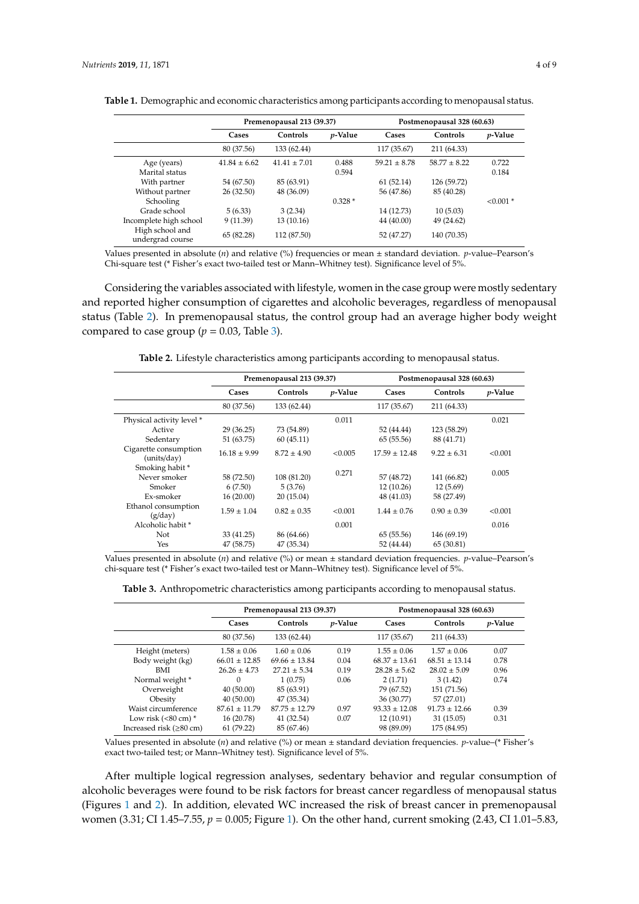**Table 1.** Demographic and economic characteristics among participants according to menopausal status.

| | Premenopausal 213 (39.37) | | | Postmenopausal 328 (60.63) | | |
|---|---|---|---|---|---|---|
| | Cases | Controls | *p*-Value | Cases | Controls | *p*-Value |
| | 80 (37.56) | 133 (62.44) | | 117 (35.67) | 211 (64.33) | |
| Age (years) | 41.84 ± 6.62 | 41.41 ± 7.01 | 0.488 | 59.21 ± 8.78 | 58.77 ± 8.22 | 0.722 |
| Marital status | | | 0.594 | | | 0.184 |
| With partner | 54 (67.50) | 85 (63.91) | | 61 (52.14) | 126 (59.72) | |
| Without partner | 26 (32.50) | 48 (36.09) | | 56 (47.86) | 85 (40.28) | |
| Schooling | | | 0.328 * | | | <0.001 * |
| Grade school | 5 (6.33) | 3 (2.34) | | 14 (12.73) | 10 (5.03) | |
| Incomplete high school | 9 (11.39) | 13 (10.16) | | 44 (40.00) | 49 (24.62) | |
| High school and undergrad course | 65 (82.28) | 112 (87.50) | | 52 (47.27) | 140 (70.35) | |

Values presented in absolute (*n*) and relative (%) frequencies or mean ± standard deviation. *p*-value–Pearson's Chi-square test (* Fisher's exact two-tailed test or Mann–Whitney test). Significance level of 5%.

Considering the variables associated with lifestyle, women in the case group were mostly sedentary and reported higher consumption of cigarettes and alcoholic beverages, regardless of menopausal status (Table 2). In premenopausal status, the control group had an average higher body weight compared to case group ($p = 0.03$, Table 3).

**Table 2.** Lifestyle characteristics among participants according to menopausal status.

| | Premenopausal 213 (39.37) | | | Postmenopausal 328 (60.63) | | |
|---|---|---|---|---|---|---|
| | Cases | Controls | *p*-Value | Cases | Controls | *p*-Value |
| | 80 (37.56) | 133 (62.44) | | 117 (35.67) | 211 (64.33) | |
| Physical activity level * | | | 0.011 | | | 0.021 |
| Active | 29 (36.25) | 73 (54.89) | | 52 (44.44) | 123 (58.29) | |
| Sedentary | 51 (63.75) | 60 (45.11) | | 65 (55.56) | 88 (41.71) | |
| Cigarette consumption (units/day) | 16.18 ± 9.99 | 8.72 ± 4.90 | <0.005 | 17.59 ± 12.48 | 9.22 ± 6.31 | <0.001 |
| Smoking habit * | | | 0.271 | | | 0.005 |
| Never smoker | 58 (72.50) | 108 (81.20) | | 57 (48.72) | 141 (66.82) | |
| Smoker | 6 (7.50) | 5 (3.76) | | 12 (10.26) | 12 (5.69) | |
| Ex-smoker | 16 (20.00) | 20 (15.04) | | 48 (41.03) | 58 (27.49) | |
| Ethanol consumption (g/day) | 1.59 ± 1.04 | 0.82 ± 0.35 | <0.001 | 1.44 ± 0.76 | 0.90 ± 0.39 | <0.001 |
| Alcoholic habit * | | | 0.001 | | | 0.016 |
| Not | 33 (41.25) | 86 (64.66) | | 65 (55.56) | 146 (69.19) | |
| Yes | 47 (58.75) | 47 (35.34) | | 52 (44.44) | 65 (30.81) | |

Values presented in absolute (*n*) and relative (%) or mean ± standard deviation frequencies. *p*-value–Pearson's chi-square test (* Fisher's exact two-tailed test or Mann–Whitney test). Significance level of 5%.

**Table 3.** Anthropometric characteristics among participants according to menopausal status.

| | Premenopausal 213 (39.37) | | | Postmenopausal 328 (60.63) | | |
|---|---|---|---|---|---|---|
| | Cases | Controls | *p*-Value | Cases | Controls | *p*-Value |
| | 80 (37.56) | 133 (62.44) | | 117 (35.67) | 211 (64.33) | |
| Height (meters) | 1.58 ± 0.06 | 1.60 ± 0.06 | 0.19 | 1.55 ± 0.06 | 1.57 ± 0.06 | 0.07 |
| Body weight (kg) | 66.01 ± 12.85 | 69.66 ± 13.84 | 0.04 | 68.37 ± 13.61 | 68.51 ± 13.14 | 0.78 |
| BMI | 26.26 ± 4.73 | 27.21 ± 5.34 | 0.19 | 28.28 ± 5.62 | 28.02 ± 5.09 | 0.96 |
| Normal weight * | 0 | 1 (0.75) | 0.06 | 2 (1.71) | 3 (1.42) | 0.74 |
| Overweight | 40 (50.00) | 85 (63.91) | | 79 (67.52) | 151 (71.56) | |
| Obesity | 40 (50.00) | 47 (35.34) | | 36 (30.77) | 57 (27.01) | |
| Waist circumference | 87.61 ± 11.79 | 87.75 ± 12.79 | 0.97 | 93.33 ± 12.08 | 91.73 ± 12.66 | 0.39 |
| Low risk (<80 cm) * | 16 (20.78) | 41 (32.54) | 0.07 | 12 (10.91) | 31 (15.05) | 0.31 |
| Increased risk (≥80 cm) | 61 (79.22) | 85 (67.46) | | 98 (89.09) | 175 (84.95) | |

Values presented in absolute (*n*) and relative (%) or mean ± standard deviation frequencies. *p*-value–(* Fisher's exact two-tailed test; or Mann–Whitney test). Significance level of 5%.

After multiple logical regression analyses, sedentary behavior and regular consumption of alcoholic beverages were found to be risk factors for breast cancer regardless of menopausal status (Figures 1 and 2). In addition, elevated WC increased the risk of breast cancer in premenopausal women (3.31; CI 1.45–7.55, $p = 0.005$; Figure 1). On the other hand, current smoking (2.43, CI 1.01–5.83,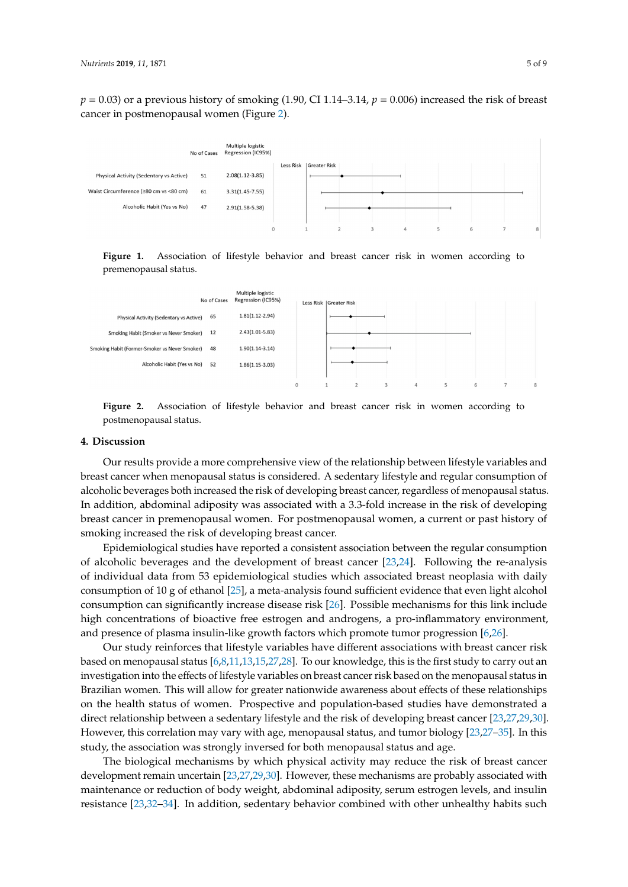$p = 0.03$) or a previous history of smoking (1.90, CI 1.14–3.14, $p = 0.006$) increased the risk of breast cancer in postmenopausal women (Figure 2).

| | No of Cases | Multiple logistic Regression (IC95%) |
|---|---|---|
| Physical Activity (Sedentary vs Active) | 51 | 2.08(1.12-3.85) |
| Waist Circumference (≥80 cm vs <80 cm) | 61 | 3.31(1.45-7.55) |
| Alcoholic Habit (Yes vs No) | 47 | 2.91(1.58-5.38) |

**Figure 1.** Association of lifestyle behavior and breast cancer risk in women according to premenopausal status.

| | No of Cases | Multiple logistic Regression (IC95%) |
|---|---|---|
| Physical Activity (Sedentary vs Active) | 65 | 1.81(1.12-2.94) |
| Smoking Habit (Smoker vs Never Smoker) | 12 | 2.43(1.01-5.83) |
| Smoking Habit (Former-Smoker vs Never Smoker) | 48 | 1.90(1.14-3.14) |
| Alcoholic Habit (Yes vs No) | 52 | 1.86(1.15-3.03) |

**Figure 2.** Association of lifestyle behavior and breast cancer risk in women according to postmenopausal status.

## 4. Discussion

Our results provide a more comprehensive view of the relationship between lifestyle variables and breast cancer when menopausal status is considered. A sedentary lifestyle and regular consumption of alcoholic beverages both increased the risk of developing breast cancer, regardless of menopausal status. In addition, abdominal adiposity was associated with a 3.3-fold increase in the risk of developing breast cancer in premenopausal women. For postmenopausal women, a current or past history of smoking increased the risk of developing breast cancer.

Epidemiological studies have reported a consistent association between the regular consumption of alcoholic beverages and the development of breast cancer [23,24]. Following the re-analysis of individual data from 53 epidemiological studies which associated breast neoplasia with daily consumption of 10 g of ethanol [25], a meta-analysis found sufficient evidence that even light alcohol consumption can significantly increase disease risk [26]. Possible mechanisms for this link include high concentrations of bioactive free estrogen and androgens, a pro-inflammatory environment, and presence of plasma insulin-like growth factors which promote tumor progression [6,26].

Our study reinforces that lifestyle variables have different associations with breast cancer risk based on menopausal status [6,8,11,13,15,27,28]. To our knowledge, this is the first study to carry out an investigation into the effects of lifestyle variables on breast cancer risk based on the menopausal status in Brazilian women. This will allow for greater nationwide awareness about effects of these relationships on the health status of women. Prospective and population-based studies have demonstrated a direct relationship between a sedentary lifestyle and the risk of developing breast cancer [23,27,29,30]. However, this correlation may vary with age, menopausal status, and tumor biology [23,27–35]. In this study, the association was strongly inversed for both menopausal status and age.

The biological mechanisms by which physical activity may reduce the risk of breast cancer development remain uncertain [23,27,29,30]. However, these mechanisms are probably associated with maintenance or reduction of body weight, abdominal adiposity, serum estrogen levels, and insulin resistance [23,32–34]. In addition, sedentary behavior combined with other unhealthy habits such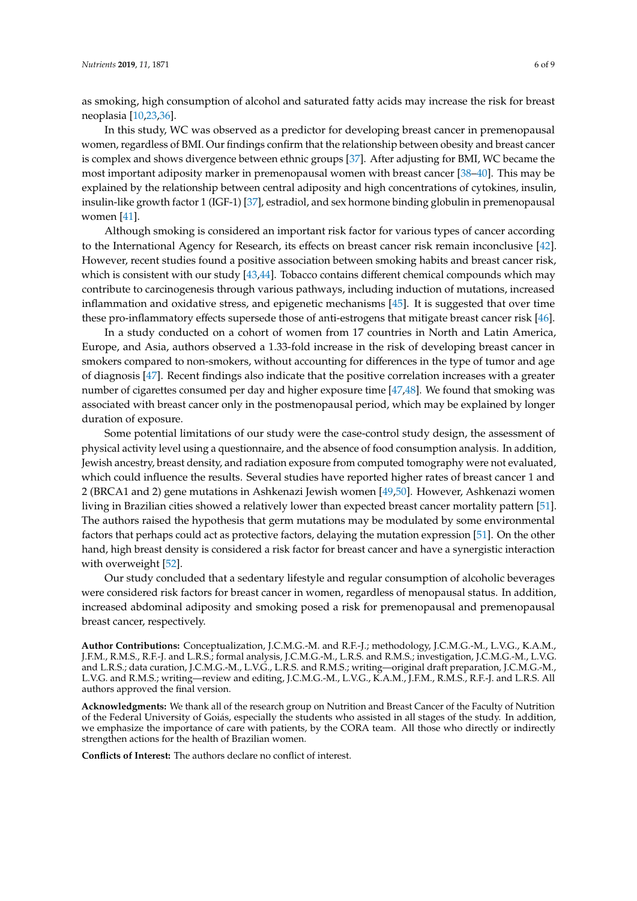as smoking, high consumption of alcohol and saturated fatty acids may increase the risk for breast neoplasia [10,23,36].

In this study, WC was observed as a predictor for developing breast cancer in premenopausal women, regardless of BMI. Our findings confirm that the relationship between obesity and breast cancer is complex and shows divergence between ethnic groups [37]. After adjusting for BMI, WC became the most important adiposity marker in premenopausal women with breast cancer [38–40]. This may be explained by the relationship between central adiposity and high concentrations of cytokines, insulin, insulin-like growth factor 1 (IGF-1) [37], estradiol, and sex hormone binding globulin in premenopausal women [41].

Although smoking is considered an important risk factor for various types of cancer according to the International Agency for Research, its effects on breast cancer risk remain inconclusive [42]. However, recent studies found a positive association between smoking habits and breast cancer risk, which is consistent with our study [43,44]. Tobacco contains different chemical compounds which may contribute to carcinogenesis through various pathways, including induction of mutations, increased inflammation and oxidative stress, and epigenetic mechanisms [45]. It is suggested that over time these pro-inflammatory effects supersede those of anti-estrogens that mitigate breast cancer risk [46].

In a study conducted on a cohort of women from 17 countries in North and Latin America, Europe, and Asia, authors observed a 1.33-fold increase in the risk of developing breast cancer in smokers compared to non-smokers, without accounting for differences in the type of tumor and age of diagnosis [47]. Recent findings also indicate that the positive correlation increases with a greater number of cigarettes consumed per day and higher exposure time [47,48]. We found that smoking was associated with breast cancer only in the postmenopausal period, which may be explained by longer duration of exposure.

Some potential limitations of our study were the case-control study design, the assessment of physical activity level using a questionnaire, and the absence of food consumption analysis. In addition, Jewish ancestry, breast density, and radiation exposure from computed tomography were not evaluated, which could influence the results. Several studies have reported higher rates of breast cancer 1 and 2 (BRCA1 and 2) gene mutations in Ashkenazi Jewish women [49,50]. However, Ashkenazi women living in Brazilian cities showed a relatively lower than expected breast cancer mortality pattern [51]. The authors raised the hypothesis that germ mutations may be modulated by some environmental factors that perhaps could act as protective factors, delaying the mutation expression [51]. On the other hand, high breast density is considered a risk factor for breast cancer and have a synergistic interaction with overweight [52].

Our study concluded that a sedentary lifestyle and regular consumption of alcoholic beverages were considered risk factors for breast cancer in women, regardless of menopausal status. In addition, increased abdominal adiposity and smoking posed a risk for premenopausal and premenopausal breast cancer, respectively.

**Author Contributions:** Conceptualization, J.C.M.G.-M. and R.F.-J.; methodology, J.C.M.G.-M., L.V.G., K.A.M., J.F.M., R.M.S., R.F.-J. and L.R.S.; formal analysis, J.C.M.G.-M., L.R.S. and R.M.S.; investigation, J.C.M.G.-M., L.V.G. and L.R.S.; data curation, J.C.M.G.-M., L.V.G., L.R.S. and R.M.S.; writing—original draft preparation, J.C.M.G.-M., L.V.G. and R.M.S.; writing—review and editing, J.C.M.G.-M., L.V.G., K.A.M., J.F.M., R.M.S., R.F.-J. and L.R.S. All authors approved the final version.

**Acknowledgments:** We thank all of the research group on Nutrition and Breast Cancer of the Faculty of Nutrition of the Federal University of Goiás, especially the students who assisted in all stages of the study. In addition, we emphasize the importance of care with patients, by the CORA team. All those who directly or indirectly strengthen actions for the health of Brazilian women.

**Conflicts of Interest:** The authors declare no conflict of interest.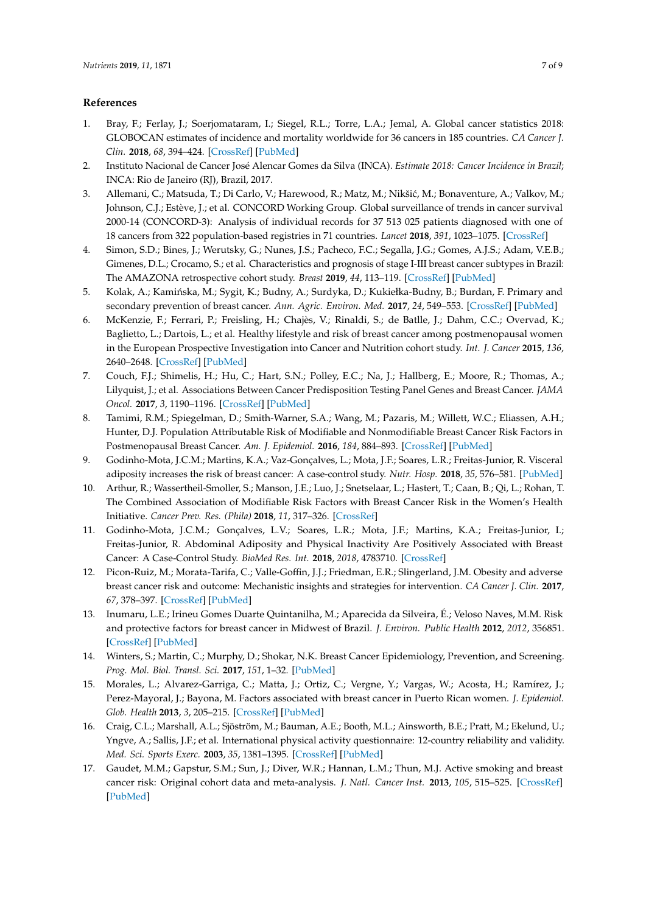## References

1. Bray, F.; Ferlay, J.; Soerjomataram, I.; Siegel, R.L.; Torre, L.A.; Jemal, A. Global cancer statistics 2018: GLOBOCAN estimates of incidence and mortality worldwide for 36 cancers in 185 countries. *CA Cancer J. Clin.* **2018**, *68*, 394–424. [CrossRef] [PubMed]
2. Instituto Nacional de Cancer José Alencar Gomes da Silva (INCA). *Estimate 2018: Cancer Incidence in Brazil*; INCA: Rio de Janeiro (RJ), Brazil, 2017.
3. Allemani, C.; Matsuda, T.; Di Carlo, V.; Harewood, R.; Matz, M.; Nikšić, M.; Bonaventure, A.; Valkov, M.; Johnson, C.J.; Estève, J.; et al. CONCORD Working Group. Global surveillance of trends in cancer survival 2000-14 (CONCORD-3): Analysis of individual records for 37 513 025 patients diagnosed with one of 18 cancers from 322 population-based registries in 71 countries. *Lancet* **2018**, *391*, 1023–1075. [CrossRef]
4. Simon, S.D.; Bines, J.; Werutsky, G.; Nunes, J.S.; Pacheco, F.C.; Segalla, J.G.; Gomes, A.J.S.; Adam, V.E.B.; Gimenes, D.L.; Crocamo, S.; et al. Characteristics and prognosis of stage I-III breast cancer subtypes in Brazil: The AMAZONA retrospective cohort study. *Breast* **2019**, *44*, 113–119. [CrossRef] [PubMed]
5. Kolak, A.; Kamińska, M.; Sygit, K.; Budny, A.; Surdyka, D.; Kukiełka-Budny, B.; Burdan, F. Primary and secondary prevention of breast cancer. *Ann. Agric. Environ. Med.* **2017**, *24*, 549–553. [CrossRef] [PubMed]
6. McKenzie, F.; Ferrari, P.; Freisling, H.; Chajès, V.; Rinaldi, S.; de Batlle, J.; Dahm, C.C.; Overvad, K.; Baglietto, L.; Dartois, L.; et al. Healthy lifestyle and risk of breast cancer among postmenopausal women in the European Prospective Investigation into Cancer and Nutrition cohort study. *Int. J. Cancer* **2015**, *136*, 2640–2648. [CrossRef] [PubMed]
7. Couch, F.J.; Shimelis, H.; Hu, C.; Hart, S.N.; Polley, E.C.; Na, J.; Hallberg, E.; Moore, R.; Thomas, A.; Lilyquist, J.; et al. Associations Between Cancer Predisposition Testing Panel Genes and Breast Cancer. *JAMA Oncol.* **2017**, *3*, 1190–1196. [CrossRef] [PubMed]
8. Tamimi, R.M.; Spiegelman, D.; Smith-Warner, S.A.; Wang, M.; Pazaris, M.; Willett, W.C.; Eliassen, A.H.; Hunter, D.J. Population Attributable Risk of Modifiable and Nonmodifiable Breast Cancer Risk Factors in Postmenopausal Breast Cancer. *Am. J. Epidemiol.* **2016**, *184*, 884–893. [CrossRef] [PubMed]
9. Godinho-Mota, J.C.M.; Martins, K.A.; Vaz-Gonçalves, L.; Mota, J.F.; Soares, L.R.; Freitas-Junior, R. Visceral adiposity increases the risk of breast cancer: A case-control study. *Nutr. Hosp.* **2018**, *35*, 576–581. [PubMed]
10. Arthur, R.; Wassertheil-Smoller, S.; Manson, J.E.; Luo, J.; Snetselaar, L.; Hastert, T.; Caan, B.; Qi, L.; Rohan, T. The Combined Association of Modifiable Risk Factors with Breast Cancer Risk in the Women's Health Initiative. *Cancer Prev. Res. (Phila)* **2018**, *11*, 317–326. [CrossRef]
11. Godinho-Mota, J.C.M.; Gonçalves, L.V.; Soares, L.R.; Mota, J.F.; Martins, K.A.; Freitas-Junior, I.; Freitas-Junior, R. Abdominal Adiposity and Physical Inactivity Are Positively Associated with Breast Cancer: A Case-Control Study. *BioMed Res. Int.* **2018**, *2018*, 4783710. [CrossRef]
12. Picon-Ruiz, M.; Morata-Tarifa, C.; Valle-Goffin, J.J.; Friedman, E.R.; Slingerland, J.M. Obesity and adverse breast cancer risk and outcome: Mechanistic insights and strategies for intervention. *CA Cancer J. Clin.* **2017**, *67*, 378–397. [CrossRef] [PubMed]
13. Inumaru, L.E.; Irineu Gomes Duarte Quintanilha, M.; Aparecida da Silveira, É.; Veloso Naves, M.M. Risk and protective factors for breast cancer in Midwest of Brazil. *J. Environ. Public Health* **2012**, *2012*, 356851. [CrossRef] [PubMed]
14. Winters, S.; Martin, C.; Murphy, D.; Shokar, N.K. Breast Cancer Epidemiology, Prevention, and Screening. *Prog. Mol. Biol. Transl. Sci.* **2017**, *151*, 1–32. [PubMed]
15. Morales, L.; Alvarez-Garriga, C.; Matta, J.; Ortiz, C.; Vergne, Y.; Vargas, W.; Acosta, H.; Ramírez, J.; Perez-Mayoral, J.; Bayona, M. Factors associated with breast cancer in Puerto Rican women. *J. Epidemiol. Glob. Health* **2013**, *3*, 205–215. [CrossRef] [PubMed]
16. Craig, C.L.; Marshall, A.L.; Sjöström, M.; Bauman, A.E.; Booth, M.L.; Ainsworth, B.E.; Pratt, M.; Ekelund, U.; Yngve, A.; Sallis, J.F.; et al. International physical activity questionnaire: 12-country reliability and validity. *Med. Sci. Sports Exerc.* **2003**, *35*, 1381–1395. [CrossRef] [PubMed]
17. Gaudet, M.M.; Gapstur, S.M.; Sun, J.; Diver, W.R.; Hannan, L.M.; Thun, M.J. Active smoking and breast cancer risk: Original cohort data and meta-analysis. *J. Natl. Cancer Inst.* **2013**, *105*, 515–525. [CrossRef] [PubMed]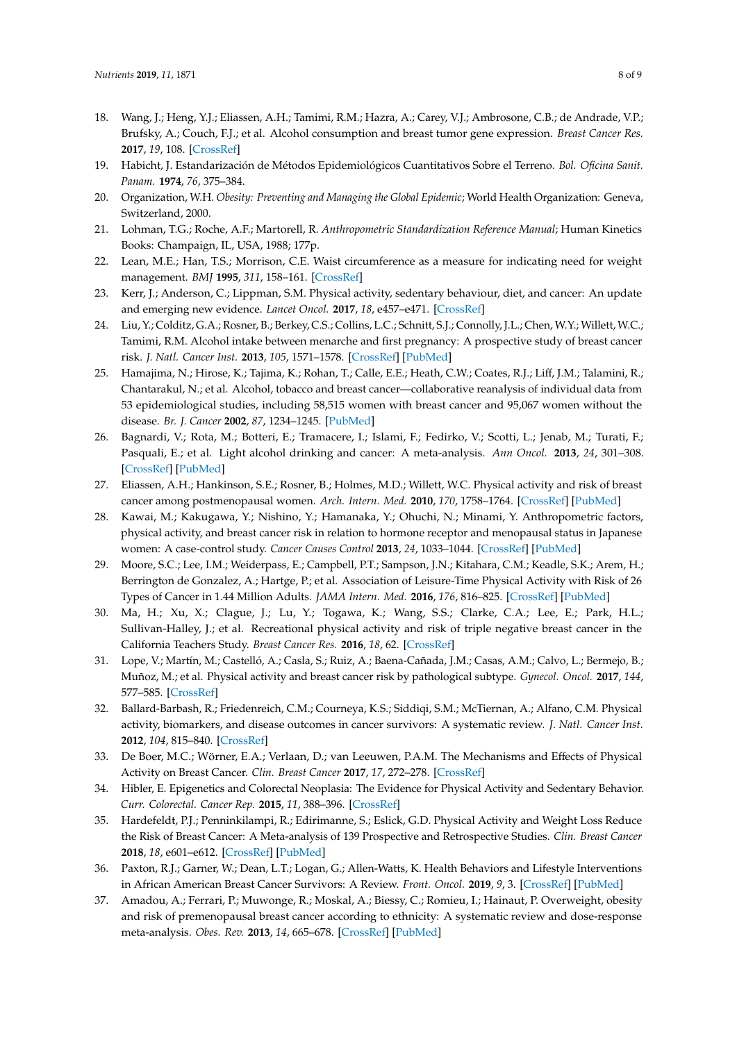18. Wang, J.; Heng, Y.J.; Eliassen, A.H.; Tamimi, R.M.; Hazra, A.; Carey, V.J.; Ambrosone, C.B.; de Andrade, V.P.; Brufsky, A.; Couch, F.J.; et al. Alcohol consumption and breast tumor gene expression. *Breast Cancer Res.* **2017**, *19*, 108. [CrossRef]
19. Habicht, J. Estandarización de Métodos Epidemiológicos Cuantitativos Sobre el Terreno. *Bol. Oficina Sanit. Panam.* **1974**, *76*, 375–384.
20. Organization, W.H. *Obesity: Preventing and Managing the Global Epidemic*; World Health Organization: Geneva, Switzerland, 2000.
21. Lohman, T.G.; Roche, A.F.; Martorell, R. *Anthropometric Standardization Reference Manual*; Human Kinetics Books: Champaign, IL, USA, 1988; 177p.
22. Lean, M.E.; Han, T.S.; Morrison, C.E. Waist circumference as a measure for indicating need for weight management. *BMJ* **1995**, *311*, 158–161. [CrossRef]
23. Kerr, J.; Anderson, C.; Lippman, S.M. Physical activity, sedentary behaviour, diet, and cancer: An update and emerging new evidence. *Lancet Oncol.* **2017**, *18*, e457–e471. [CrossRef]
24. Liu, Y.; Colditz, G.A.; Rosner, B.; Berkey, C.S.; Collins, L.C.; Schnitt, S.J.; Connolly, J.L.; Chen, W.Y.; Willett, W.C.; Tamimi, R.M. Alcohol intake between menarche and first pregnancy: A prospective study of breast cancer risk. *J. Natl. Cancer Inst.* **2013**, *105*, 1571–1578. [CrossRef] [PubMed]
25. Hamajima, N.; Hirose, K.; Tajima, K.; Rohan, T.; Calle, E.E.; Heath, C.W.; Coates, R.J.; Liff, J.M.; Talamini, R.; Chantarakul, N.; et al. Alcohol, tobacco and breast cancer—collaborative reanalysis of individual data from 53 epidemiological studies, including 58,515 women with breast cancer and 95,067 women without the disease. *Br. J. Cancer* **2002**, *87*, 1234–1245. [PubMed]
26. Bagnardi, V.; Rota, M.; Botteri, E.; Tramacere, I.; Islami, F.; Fedirko, V.; Scotti, L.; Jenab, M.; Turati, F.; Pasquali, E.; et al. Light alcohol drinking and cancer: A meta-analysis. *Ann Oncol.* **2013**, *24*, 301–308. [CrossRef] [PubMed]
27. Eliassen, A.H.; Hankinson, S.E.; Rosner, B.; Holmes, M.D.; Willett, W.C. Physical activity and risk of breast cancer among postmenopausal women. *Arch. Intern. Med.* **2010**, *170*, 1758–1764. [CrossRef] [PubMed]
28. Kawai, M.; Kakugawa, Y.; Nishino, Y.; Hamanaka, Y.; Ohuchi, N.; Minami, Y. Anthropometric factors, physical activity, and breast cancer risk in relation to hormone receptor and menopausal status in Japanese women: A case-control study. *Cancer Causes Control* **2013**, *24*, 1033–1044. [CrossRef] [PubMed]
29. Moore, S.C.; Lee, I.M.; Weiderpass, E.; Campbell, P.T.; Sampson, J.N.; Kitahara, C.M.; Keadle, S.K.; Arem, H.; Berrington de Gonzalez, A.; Hartge, P.; et al. Association of Leisure-Time Physical Activity with Risk of 26 Types of Cancer in 1.44 Million Adults. *JAMA Intern. Med.* **2016**, *176*, 816–825. [CrossRef] [PubMed]
30. Ma, H.; Xu, X.; Clague, J.; Lu, Y.; Togawa, K.; Wang, S.S.; Clarke, C.A.; Lee, E.; Park, H.L.; Sullivan-Halley, J.; et al. Recreational physical activity and risk of triple negative breast cancer in the California Teachers Study. *Breast Cancer Res.* **2016**, *18*, 62. [CrossRef]
31. Lope, V.; Martín, M.; Castelló, A.; Casla, S.; Ruiz, A.; Baena-Cañada, J.M.; Casas, A.M.; Calvo, L.; Bermejo, B.; Muñoz, M.; et al. Physical activity and breast cancer risk by pathological subtype. *Gynecol. Oncol.* **2017**, *144*, 577–585. [CrossRef]
32. Ballard-Barbash, R.; Friedenreich, C.M.; Courneya, K.S.; Siddiqi, S.M.; McTiernan, A.; Alfano, C.M. Physical activity, biomarkers, and disease outcomes in cancer survivors: A systematic review. *J. Natl. Cancer Inst.* **2012**, *104*, 815–840. [CrossRef]
33. De Boer, M.C.; Wörner, E.A.; Verlaan, D.; van Leeuwen, P.A.M. The Mechanisms and Effects of Physical Activity on Breast Cancer. *Clin. Breast Cancer* **2017**, *17*, 272–278. [CrossRef]
34. Hibler, E. Epigenetics and Colorectal Neoplasia: The Evidence for Physical Activity and Sedentary Behavior. *Curr. Colorectal. Cancer Rep.* **2015**, *11*, 388–396. [CrossRef]
35. Hardefeldt, P.J.; Penninkilampi, R.; Edirimanne, S.; Eslick, G.D. Physical Activity and Weight Loss Reduce the Risk of Breast Cancer: A Meta-analysis of 139 Prospective and Retrospective Studies. *Clin. Breast Cancer* **2018**, *18*, e601–e612. [CrossRef] [PubMed]
36. Paxton, R.J.; Garner, W.; Dean, L.T.; Logan, G.; Allen-Watts, K. Health Behaviors and Lifestyle Interventions in African American Breast Cancer Survivors: A Review. *Front. Oncol.* **2019**, *9*, 3. [CrossRef] [PubMed]
37. Amadou, A.; Ferrari, P.; Muwonge, R.; Moskal, A.; Biessy, C.; Romieu, I.; Hainaut, P. Overweight, obesity and risk of premenopausal breast cancer according to ethnicity: A systematic review and dose-response meta-analysis. *Obes. Rev.* **2013**, *14*, 665–678. [CrossRef] [PubMed]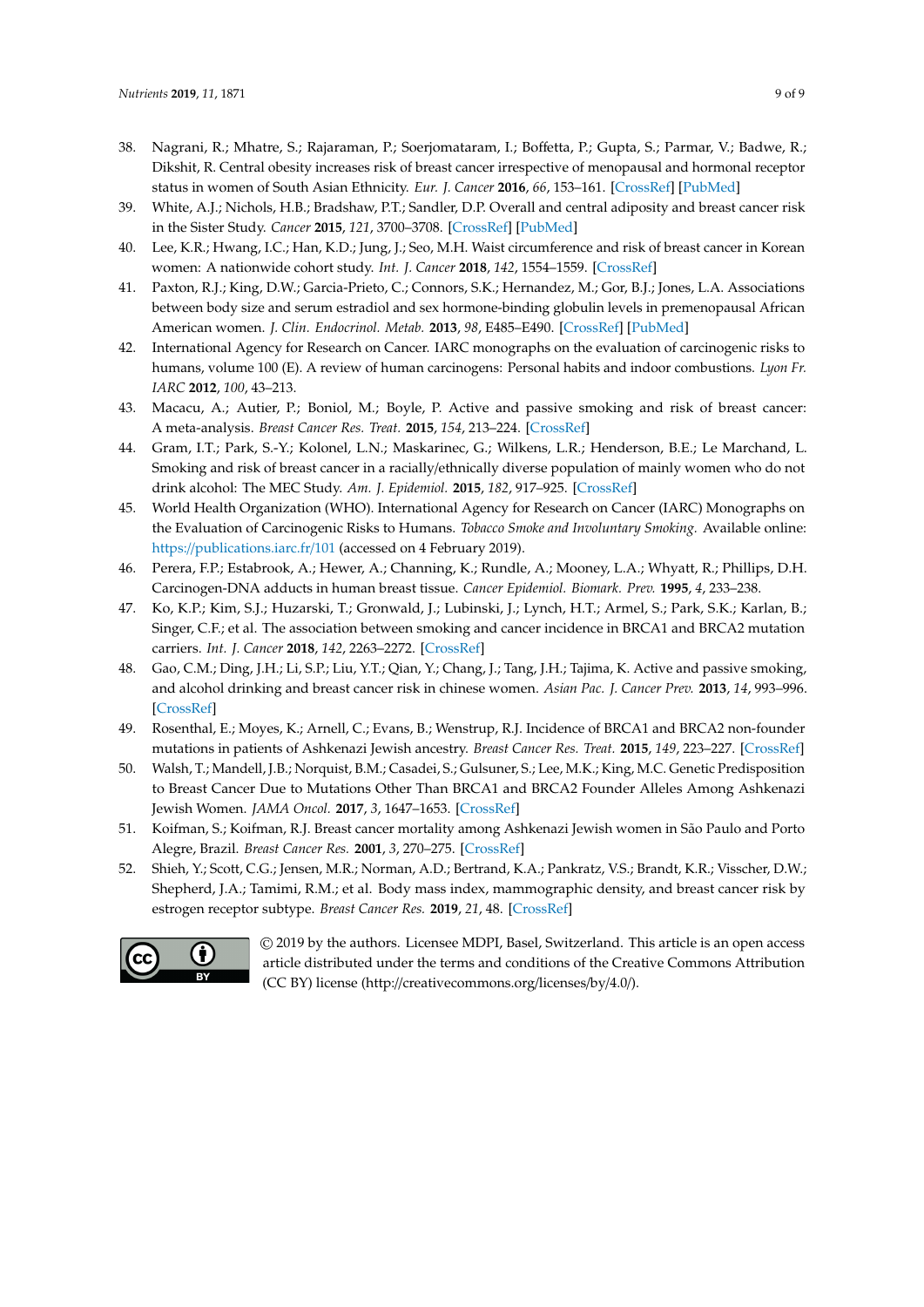38. Nagrani, R.; Mhatre, S.; Rajaraman, P.; Soerjomataram, I.; Boffetta, P.; Gupta, S.; Parmar, V.; Badwe, R.; Dikshit, R. Central obesity increases risk of breast cancer irrespective of menopausal and hormonal receptor status in women of South Asian Ethnicity. *Eur. J. Cancer* **2016**, *66*, 153–161. [CrossRef] [PubMed]
39. White, A.J.; Nichols, H.B.; Bradshaw, P.T.; Sandler, D.P. Overall and central adiposity and breast cancer risk in the Sister Study. *Cancer* **2015**, *121*, 3700–3708. [CrossRef] [PubMed]
40. Lee, K.R.; Hwang, I.C.; Han, K.D.; Jung, J.; Seo, M.H. Waist circumference and risk of breast cancer in Korean women: A nationwide cohort study. *Int. J. Cancer* **2018**, *142*, 1554–1559. [CrossRef]
41. Paxton, R.J.; King, D.W.; Garcia-Prieto, C.; Connors, S.K.; Hernandez, M.; Gor, B.J.; Jones, L.A. Associations between body size and serum estradiol and sex hormone-binding globulin levels in premenopausal African American women. *J. Clin. Endocrinol. Metab.* **2013**, *98*, E485–E490. [CrossRef] [PubMed]
42. International Agency for Research on Cancer. IARC monographs on the evaluation of carcinogenic risks to humans, volume 100 (E). A review of human carcinogens: Personal habits and indoor combustions. *Lyon Fr. IARC* **2012**, *100*, 43–213.
43. Macacu, A.; Autier, P.; Boniol, M.; Boyle, P. Active and passive smoking and risk of breast cancer: A meta-analysis. *Breast Cancer Res. Treat.* **2015**, *154*, 213–224. [CrossRef]
44. Gram, I.T.; Park, S.-Y.; Kolonel, L.N.; Maskarinec, G.; Wilkens, L.R.; Henderson, B.E.; Le Marchand, L. Smoking and risk of breast cancer in a racially/ethnically diverse population of mainly women who do not drink alcohol: The MEC Study. *Am. J. Epidemiol.* **2015**, *182*, 917–925. [CrossRef]
45. World Health Organization (WHO). International Agency for Research on Cancer (IARC) Monographs on the Evaluation of Carcinogenic Risks to Humans. *Tobacco Smoke and Involuntary Smoking*. Available online: https://publications.iarc.fr/101 (accessed on 4 February 2019).
46. Perera, F.P.; Estabrook, A.; Hewer, A.; Channing, K.; Rundle, A.; Mooney, L.A.; Whyatt, R.; Phillips, D.H. Carcinogen-DNA adducts in human breast tissue. *Cancer Epidemiol. Biomark. Prev.* **1995**, *4*, 233–238.
47. Ko, K.P.; Kim, S.J.; Huzarski, T.; Gronwald, J.; Lubinski, J.; Lynch, H.T.; Armel, S.; Park, S.K.; Karlan, B.; Singer, C.F.; et al. The association between smoking and cancer incidence in BRCA1 and BRCA2 mutation carriers. *Int. J. Cancer* **2018**, *142*, 2263–2272. [CrossRef]
48. Gao, C.M.; Ding, J.H.; Li, S.P.; Liu, Y.T.; Qian, Y.; Chang, J.; Tang, J.H.; Tajima, K. Active and passive smoking, and alcohol drinking and breast cancer risk in chinese women. *Asian Pac. J. Cancer Prev.* **2013**, *14*, 993–996. [CrossRef]
49. Rosenthal, E.; Moyes, K.; Arnell, C.; Evans, B.; Wenstrup, R.J. Incidence of BRCA1 and BRCA2 non-founder mutations in patients of Ashkenazi Jewish ancestry. *Breast Cancer Res. Treat.* **2015**, *149*, 223–227. [CrossRef]
50. Walsh, T.; Mandell, J.B.; Norquist, B.M.; Casadei, S.; Gulsuner, S.; Lee, M.K.; King, M.C. Genetic Predisposition to Breast Cancer Due to Mutations Other Than BRCA1 and BRCA2 Founder Alleles Among Ashkenazi Jewish Women. *JAMA Oncol.* **2017**, *3*, 1647–1653. [CrossRef]
51. Koifman, S.; Koifman, R.J. Breast cancer mortality among Ashkenazi Jewish women in São Paulo and Porto Alegre, Brazil. *Breast Cancer Res.* **2001**, *3*, 270–275. [CrossRef]
52. Shieh, Y.; Scott, C.G.; Jensen, M.R.; Norman, A.D.; Bertrand, K.A.; Pankratz, V.S.; Brandt, K.R.; Visscher, D.W.; Shepherd, J.A.; Tamimi, R.M.; et al. Body mass index, mammographic density, and breast cancer risk by estrogen receptor subtype. *Breast Cancer Res.* **2019**, *21*, 48. [CrossRef]

© 2019 by the authors. Licensee MDPI, Basel, Switzerland. This article is an open access article distributed under the terms and conditions of the Creative Commons Attribution (CC BY) license (http://creativecommons.org/licenses/by/4.0/).